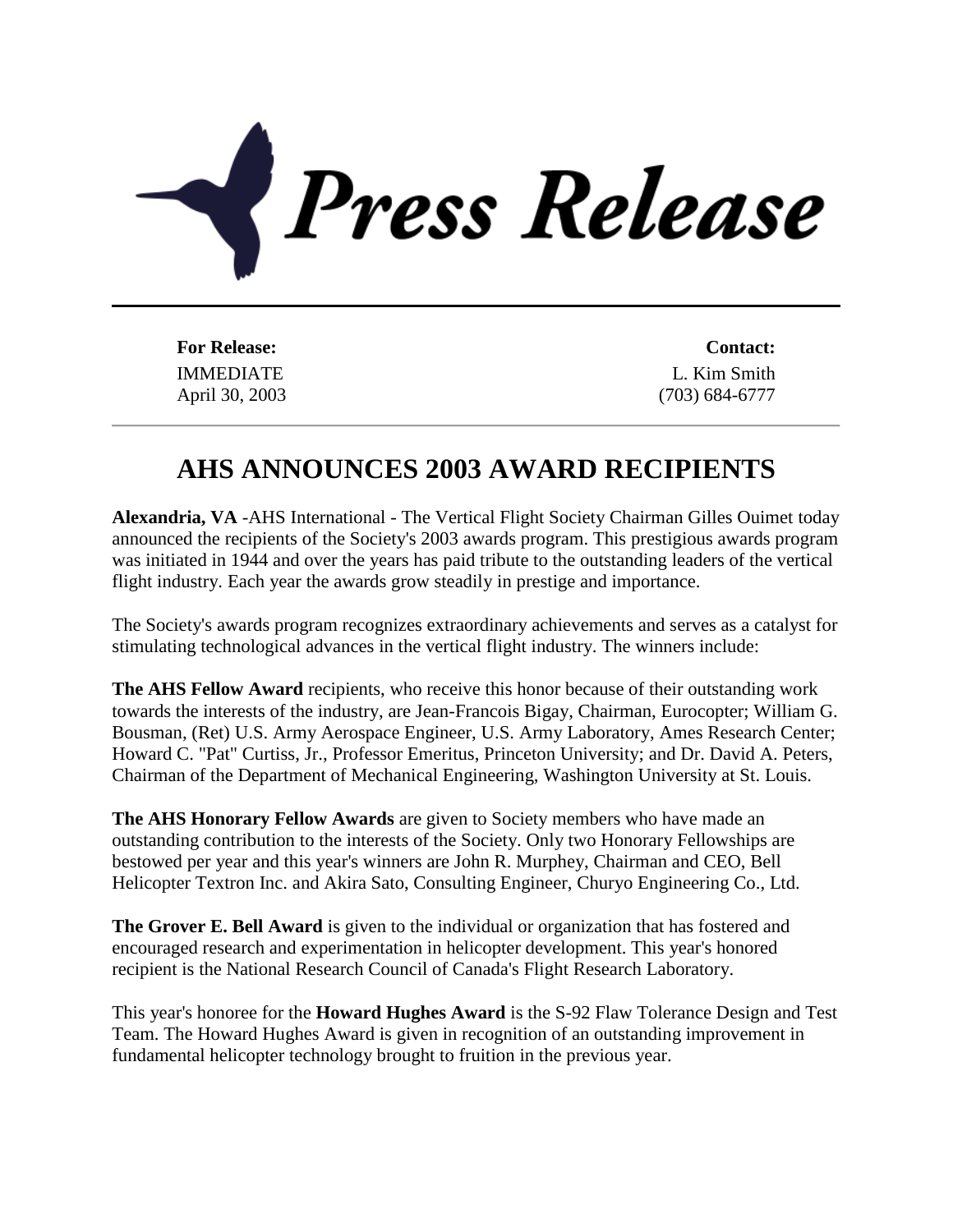# Press Release

**For Release:**
IMMEDIATE
April 30, 2003

**Contact:**
L. Kim Smith
(703) 684-6777

## AHS ANNOUNCES 2003 AWARD RECIPIENTS

**Alexandria, VA** -AHS International - The Vertical Flight Society Chairman Gilles Ouimet today announced the recipients of the Society's 2003 awards program. This prestigious awards program was initiated in 1944 and over the years has paid tribute to the outstanding leaders of the vertical flight industry. Each year the awards grow steadily in prestige and importance.

The Society's awards program recognizes extraordinary achievements and serves as a catalyst for stimulating technological advances in the vertical flight industry. The winners include:

**The AHS Fellow Award** recipients, who receive this honor because of their outstanding work towards the interests of the industry, are Jean-Francois Bigay, Chairman, Eurocopter; William G. Bousman, (Ret) U.S. Army Aerospace Engineer, U.S. Army Laboratory, Ames Research Center; Howard C. "Pat" Curtiss, Jr., Professor Emeritus, Princeton University; and Dr. David A. Peters, Chairman of the Department of Mechanical Engineering, Washington University at St. Louis.

**The AHS Honorary Fellow Awards** are given to Society members who have made an outstanding contribution to the interests of the Society. Only two Honorary Fellowships are bestowed per year and this year's winners are John R. Murphey, Chairman and CEO, Bell Helicopter Textron Inc. and Akira Sato, Consulting Engineer, Churyo Engineering Co., Ltd.

**The Grover E. Bell Award** is given to the individual or organization that has fostered and encouraged research and experimentation in helicopter development. This year's honored recipient is the National Research Council of Canada's Flight Research Laboratory.

This year's honoree for the **Howard Hughes Award** is the S-92 Flaw Tolerance Design and Test Team. The Howard Hughes Award is given in recognition of an outstanding improvement in fundamental helicopter technology brought to fruition in the previous year.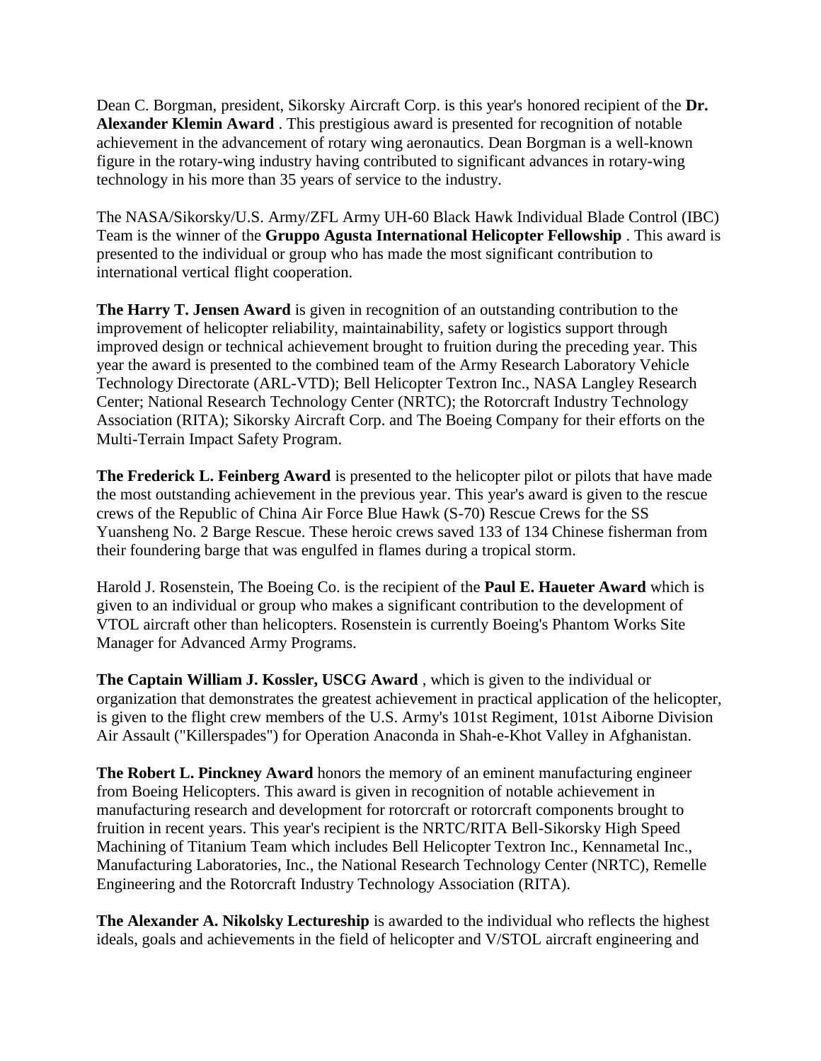Dean C. Borgman, president, Sikorsky Aircraft Corp. is this year's honored recipient of the **Dr. Alexander Klemin Award** . This prestigious award is presented for recognition of notable achievement in the advancement of rotary wing aeronautics. Dean Borgman is a well-known figure in the rotary-wing industry having contributed to significant advances in rotary-wing technology in his more than 35 years of service to the industry.

The NASA/Sikorsky/U.S. Army/ZFL Army UH-60 Black Hawk Individual Blade Control (IBC) Team is the winner of the **Gruppo Agusta International Helicopter Fellowship** . This award is presented to the individual or group who has made the most significant contribution to international vertical flight cooperation.

**The Harry T. Jensen Award** is given in recognition of an outstanding contribution to the improvement of helicopter reliability, maintainability, safety or logistics support through improved design or technical achievement brought to fruition during the preceding year. This year the award is presented to the combined team of the Army Research Laboratory Vehicle Technology Directorate (ARL-VTD); Bell Helicopter Textron Inc., NASA Langley Research Center; National Research Technology Center (NRTC); the Rotorcraft Industry Technology Association (RITA); Sikorsky Aircraft Corp. and The Boeing Company for their efforts on the Multi-Terrain Impact Safety Program.

**The Frederick L. Feinberg Award** is presented to the helicopter pilot or pilots that have made the most outstanding achievement in the previous year. This year's award is given to the rescue crews of the Republic of China Air Force Blue Hawk (S-70) Rescue Crews for the SS Yuansheng No. 2 Barge Rescue. These heroic crews saved 133 of 134 Chinese fisherman from their foundering barge that was engulfed in flames during a tropical storm.

Harold J. Rosenstein, The Boeing Co. is the recipient of the **Paul E. Haueter Award** which is given to an individual or group who makes a significant contribution to the development of VTOL aircraft other than helicopters. Rosenstein is currently Boeing's Phantom Works Site Manager for Advanced Army Programs.

**The Captain William J. Kossler, USCG Award** , which is given to the individual or organization that demonstrates the greatest achievement in practical application of the helicopter, is given to the flight crew members of the U.S. Army's 101st Regiment, 101st Aiborne Division Air Assault ("Killerspades") for Operation Anaconda in Shah-e-Khot Valley in Afghanistan.

**The Robert L. Pinckney Award** honors the memory of an eminent manufacturing engineer from Boeing Helicopters. This award is given in recognition of notable achievement in manufacturing research and development for rotorcraft or rotorcraft components brought to fruition in recent years. This year's recipient is the NRTC/RITA Bell-Sikorsky High Speed Machining of Titanium Team which includes Bell Helicopter Textron Inc., Kennametal Inc., Manufacturing Laboratories, Inc., the National Research Technology Center (NRTC), Remelle Engineering and the Rotorcraft Industry Technology Association (RITA).

**The Alexander A. Nikolsky Lectureship** is awarded to the individual who reflects the highest ideals, goals and achievements in the field of helicopter and V/STOL aircraft engineering and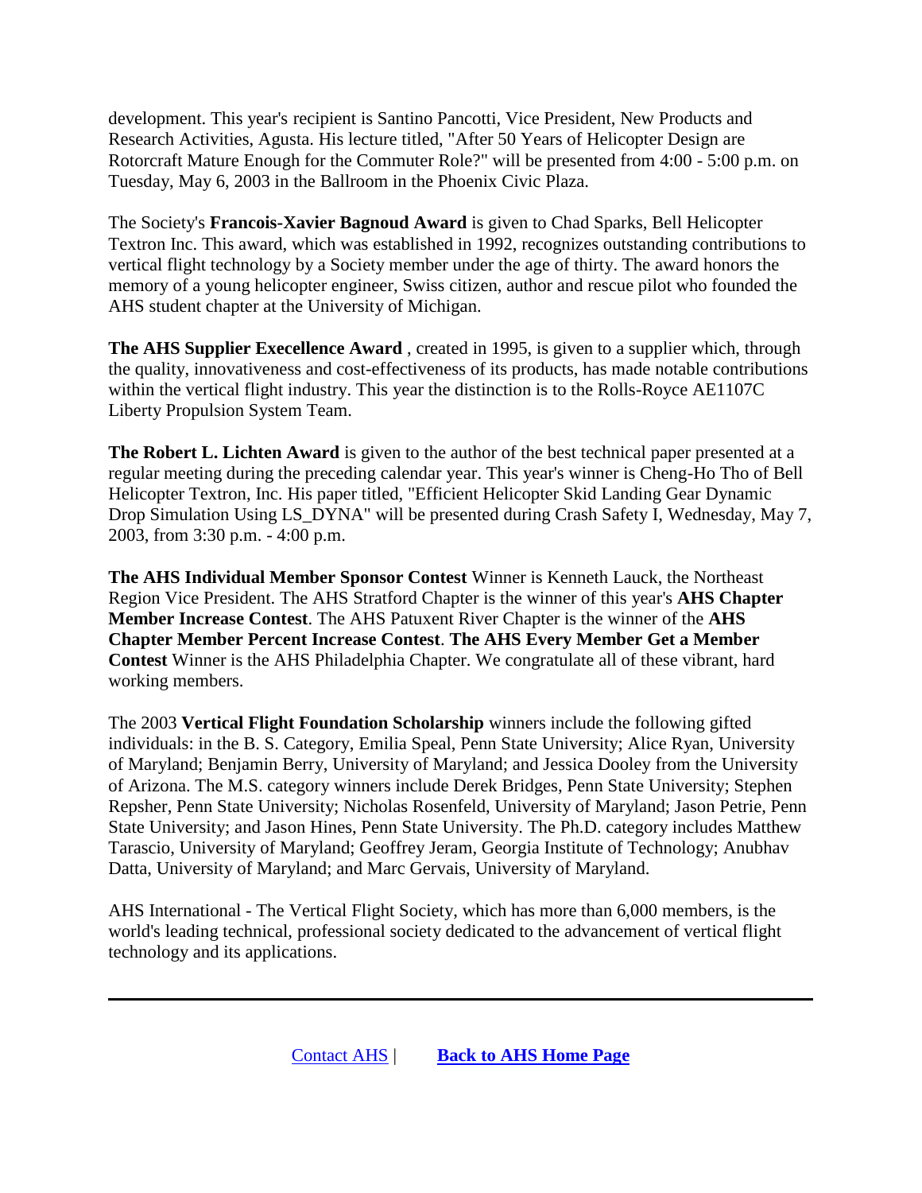development. This year's recipient is Santino Pancotti, Vice President, New Products and Research Activities, Agusta. His lecture titled, "After 50 Years of Helicopter Design are Rotorcraft Mature Enough for the Commuter Role?" will be presented from 4:00 - 5:00 p.m. on Tuesday, May 6, 2003 in the Ballroom in the Phoenix Civic Plaza.

The Society's **Francois-Xavier Bagnoud Award** is given to Chad Sparks, Bell Helicopter Textron Inc. This award, which was established in 1992, recognizes outstanding contributions to vertical flight technology by a Society member under the age of thirty. The award honors the memory of a young helicopter engineer, Swiss citizen, author and rescue pilot who founded the AHS student chapter at the University of Michigan.

**The AHS Supplier Execellence Award** , created in 1995, is given to a supplier which, through the quality, innovativeness and cost-effectiveness of its products, has made notable contributions within the vertical flight industry. This year the distinction is to the Rolls-Royce AE1107C Liberty Propulsion System Team.

**The Robert L. Lichten Award** is given to the author of the best technical paper presented at a regular meeting during the preceding calendar year. This year's winner is Cheng-Ho Tho of Bell Helicopter Textron, Inc. His paper titled, "Efficient Helicopter Skid Landing Gear Dynamic Drop Simulation Using LS_DYNA" will be presented during Crash Safety I, Wednesday, May 7, 2003, from 3:30 p.m. - 4:00 p.m.

**The AHS Individual Member Sponsor Contest** Winner is Kenneth Lauck, the Northeast Region Vice President. The AHS Stratford Chapter is the winner of this year's **AHS Chapter Member Increase Contest**. The AHS Patuxent River Chapter is the winner of the **AHS Chapter Member Percent Increase Contest**. **The AHS Every Member Get a Member Contest** Winner is the AHS Philadelphia Chapter. We congratulate all of these vibrant, hard working members.

The 2003 **Vertical Flight Foundation Scholarship** winners include the following gifted individuals: in the B. S. Category, Emilia Speal, Penn State University; Alice Ryan, University of Maryland; Benjamin Berry, University of Maryland; and Jessica Dooley from the University of Arizona. The M.S. category winners include Derek Bridges, Penn State University; Stephen Repsher, Penn State University; Nicholas Rosenfeld, University of Maryland; Jason Petrie, Penn State University; and Jason Hines, Penn State University. The Ph.D. category includes Matthew Tarascio, University of Maryland; Geoffrey Jeram, Georgia Institute of Technology; Anubhav Datta, University of Maryland; and Marc Gervais, University of Maryland.

AHS International - The Vertical Flight Society, which has more than 6,000 members, is the world's leading technical, professional society dedicated to the advancement of vertical flight technology and its applications.

---

Contact AHS | **Back to AHS Home Page**